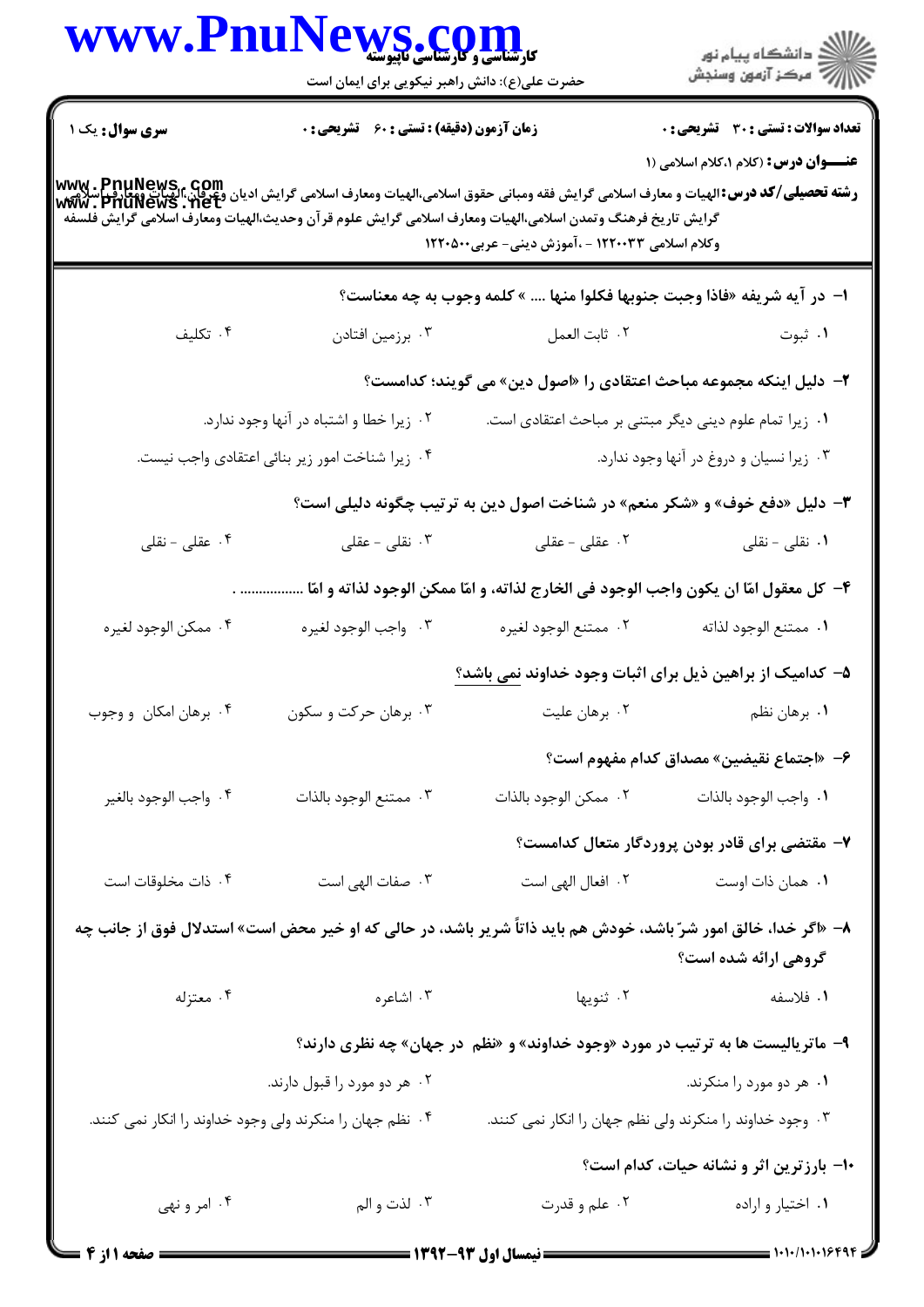**سری سوال:** یک ۱ | **زمان آزمون (دقیقه) : تستی : ۶۰ تشریحی : ۰** | **تعداد سوالات : تستی : ۳۰ تشریحی : ۰**

**عنـــوان درس:** (کلام ۱،کلام اسلامی (۱

**رشته تحصیلی/کد درس:** الهیات و معارف اسلامی گرایش فقه ومبانی حقوق اسلامی،الهیات ومعارف اسلامی گرایش ادیان وعرفان،الهیات ومعارف اسلامی گرایش تاریخ فرهنگ وتمدن اسلامی،الهیات ومعارف اسلامی گرایش علوم قرآن وحدیث،الهیات ومعارف اسلامی گرایش فلسفه وکلام اسلامی ۱۲۲۰۰۳۳ - ،آموزش دینی- عربی۱۲۲۰۵۰۰

۱- در آیه شریفه «فاذا وجبت جنوبها فکلوا منها .... » کلمه وجوب به چه معناست؟

۱. ثبوت ۲. ثابت العمل ۳. برزمین افتادن ۴. تکلیف

۲- دلیل اینکه مجموعه مباحث اعتقادی را «اصول دین» می گویند؛ کدامست؟

۱. زیرا تمام علوم دینی دیگر مبتنی بر مباحث اعتقادی است.
۲. زیرا خطا و اشتباه در آنها وجود ندارد.
۳. زیرا نسیان و دروغ در آنها وجود ندارد.
۴. زیرا شناخت امور زیر بنائی اعتقادی واجب نیست.

۳- دلیل «دفع خوف» و «شکر منعم» در شناخت اصول دین به ترتیب چگونه دلیلی است؟

۱. نقلی - نقلی ۲. عقلی - عقلی ۳. نقلی - عقلی ۴. عقلی - نقلی

۴- کل معقول امّا ان یکون واجب الوجود فی الخارج لذاته، و امّا ممکن الوجود لذاته و امّا ................ .

۱. ممتنع الوجود لذاته ۲. ممتنع الوجود لغیره ۳. واجب الوجود لغیره ۴. ممکن الوجود لغیره

۵- کدامیک از براهین ذیل برای اثبات وجود خداوند نمی باشد؟

۱. برهان نظم ۲. برهان علیت ۳. برهان حرکت و سکون ۴. برهان امکان و وجوب

۶- «اجتماع نقیضین» مصداق کدام مفهوم است؟

۱. واجب الوجود بالذات ۲. ممکن الوجود بالذات ۳. ممتنع الوجود بالذات ۴. واجب الوجود بالغیر

۷- مقتضی برای قادر بودن پروردگار متعال کدامست؟

۱. همان ذات اوست ۲. افعال الهی است ۳. صفات الهی است ۴. ذات مخلوقات است

۸- «اگر خدا، خالق امور شرّ باشد، خودش هم باید ذاتاً شریر باشد، در حالی که او خیر محض است» استدلال فوق از جانب چه گروهی ارائه شده است؟

۱. فلاسفه ۲. ثنویها ۳. اشاعره ۴. معتزله

۹- ماتریالیست ها به ترتیب در مورد «وجود خداوند» و «نظم در جهان» چه نظری دارند؟

۱. هر دو مورد را منکرند.
۲. هر دو مورد را قبول دارند.
۳. وجود خداوند را منکرند ولی نظم جهان را انکار نمی کنند.
۴. نظم جهان را منکرند ولی وجود خداوند را انکار نمی کنند.

۱۰- بارزترین اثر و نشانه حیات، کدام است؟

۱. اختیار و اراده ۲. علم و قدرت ۳. لذت و الم ۴. امر و نهی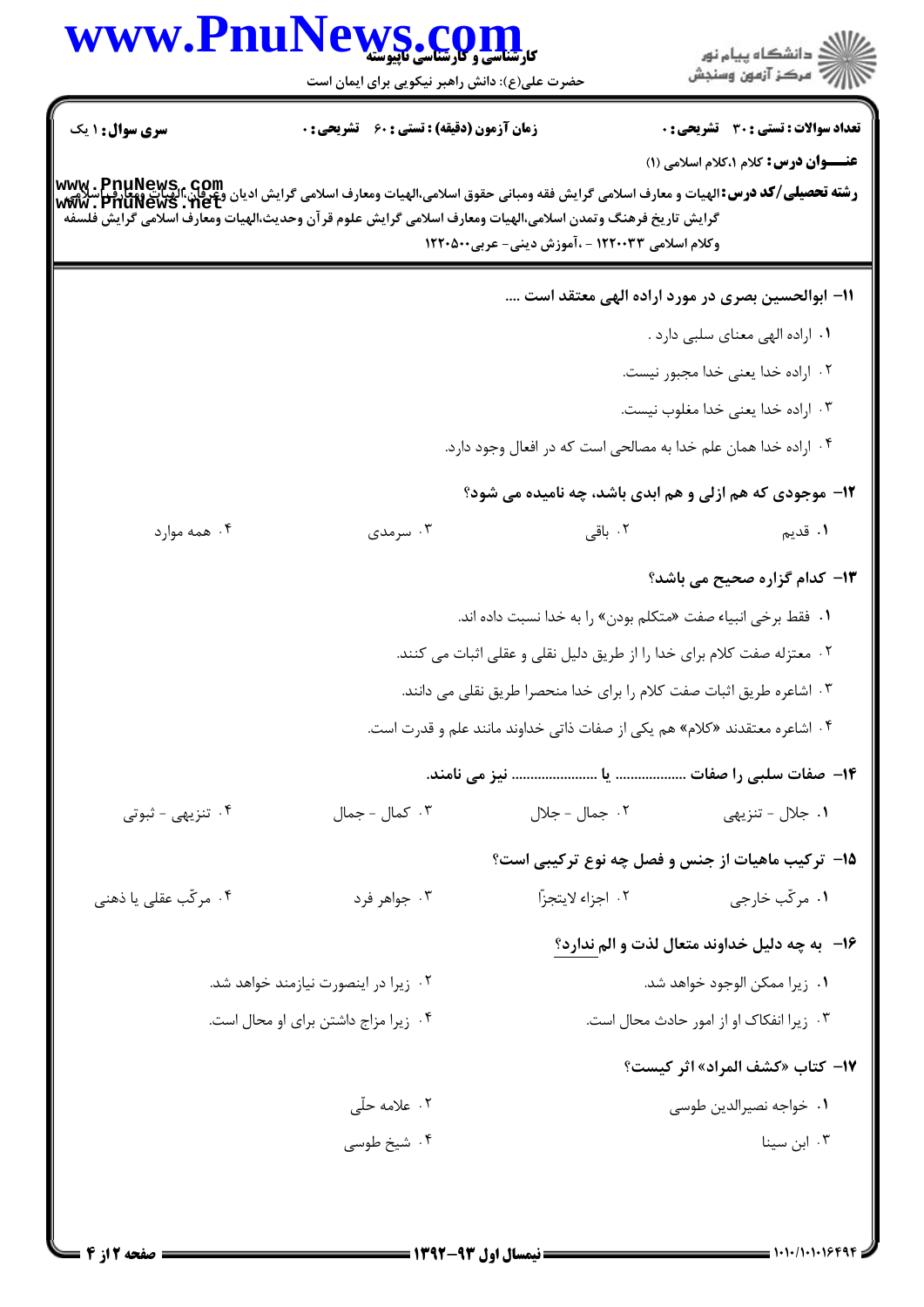**سری سوال:** ۱ یک

**زمان آزمون (دقیقه) : تستی : ۶۰ تشریحی : ۰**

**تعداد سوالات : تستی : ۳۰ تشریحی : ۰**

**عنـــوان درس:** کلام ۱،کلام اسلامی (۱)

**رشته تحصیلی/کد درس:** الهیات و معارف اسلامی گرایش فقه ومبانی حقوق اسلامی،الهیات ومعارف اسلامی گرایش ادیان وعرفان،الهیات ومعارف اسلامی گرایش تاریخ فرهنگ وتمدن اسلامی،الهیات ومعارف اسلامی گرایش علوم قرآن وحدیث،الهیات ومعارف اسلامی گرایش فلسفه وکلام اسلامی ۱۲۲۰۰۳۳ - ،آموزش دینی- عربی۱۲۲۰۵۰۰

**۱۱- ابوالحسین بصری در مورد اراده الهی معتقد است ....**

۱. اراده الهی معنای سلبی دارد .

۲. اراده خدا یعنی خدا مجبور نیست.

۳. اراده خدا یعنی خدا مغلوب نیست.

۴. اراده خدا همان علم خدا به مصالحی است که در افعال وجود دارد.

**۱۲- موجودی که هم ازلی و هم ابدی باشد، چه نامیده می شود؟**

۱. قدیم

۲. باقی

۳. سرمدی

۴. همه موارد

**۱۳- کدام گزاره صحیح می باشد؟**

۱. فقط برخی انبیاء صفت «متکلم بودن» را به خدا نسبت داده اند.

۲. معتزله صفت کلام برای خدا را از طریق دلیل نقلی و عقلی اثبات می کنند.

۳. اشاعره طریق اثبات صفت کلام را برای خدا منحصرا طریق نقلی می دانند.

۴. اشاعره معتقدند «کلام» هم یکی از صفات ذاتی خداوند مانند علم و قدرت است.

**۱۴- صفات سلبی را صفات .................. یا ...................... نیز می نامند.**

۱. جلال - تنزیهی

۲. جمال - جلال

۳. کمال - جمال

۴. تنزیهی - ثبوتی

**۱۵- ترکیب ماهیات از جنس و فصل چه نوع ترکیبی است؟**

۱. مرکّب خارجی

۲. اجزاء لایتجزّا

۳. جواهر فرد

۴. مرکّب عقلی یا ذهنی

**۱۶- به چه دلیل خداوند متعال لذت و الم ندارد؟**

۱. زیرا ممکن الوجود خواهد شد.

۲. زیرا در اینصورت نیازمند خواهد شد.

۳. زیرا انفکاک او از امور حادث محال است.

۴. زیرا مزاج داشتن برای او محال است.

**۱۷- کتاب «کشف المراد» اثر کیست؟**

۱. خواجه نصیرالدین طوسی

۲. علامه حلّی

۳. ابن سینا

۴. شیخ طوسی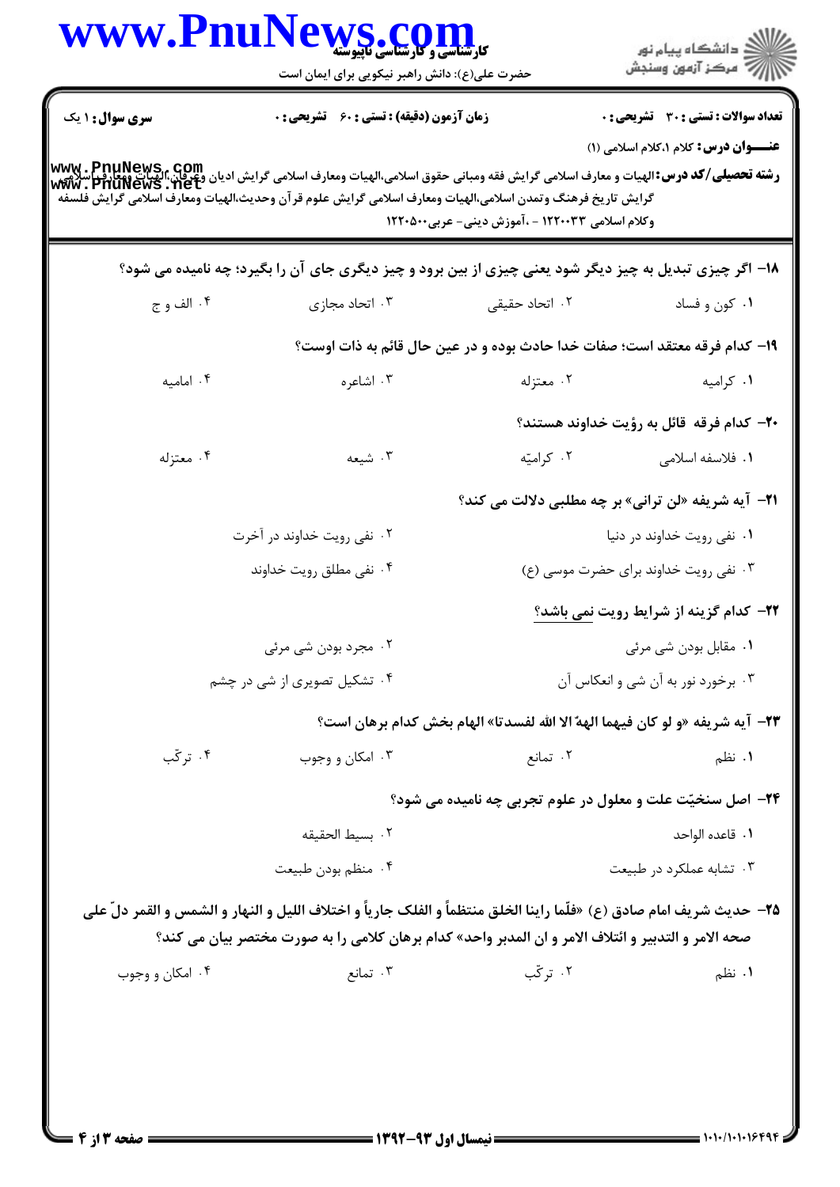**تعداد سوالات : تستی : ۳۰ تشریحی : ۰** | **زمان آزمون (دقیقه) : تستی : ۶۰ تشریحی : ۰** | **سری سوال : ۱ یک**

**عنـــوان درس:** کلام ۱،کلام اسلامی (۱)

**رشته تحصیلی/کد درس:** الهیات و معارف اسلامی گرایش فقه ومبانی حقوق اسلامی،الهیات ومعارف اسلامی گرایش ادیان وعرفان،الهیات ومعارف اسلامی گرایش تاریخ فرهنگ وتمدن اسلامی،الهیات ومعارف اسلامی گرایش علوم قرآن وحدیث،الهیات ومعارف اسلامی گرایش فلسفه وکلام اسلامی ۱۲۲۰۰۳۳ - ،آموزش دینی- عربی۱۲۲۰۵۰۰

۱۸- اگر چیزی تبدیل به چیز دیگر شود یعنی چیزی از بین برود و چیز دیگری جای آن را بگیرد؛ چه نامیده می شود؟

۱. کون و فساد ۲. اتحاد حقیقی ۳. اتحاد مجازی ۴. الف و ج

۱۹- کدام فرقه معتقد است؛ صفات خدا حادث بوده و در عین حال قائم به ذات اوست؟

۱. کرامیه ۲. معتزله ۳. اشاعره ۴. امامیه

۲۰- کدام فرقه قائل به رؤیت خداوند هستند؟

۱. فلاسفه اسلامی ۲. کرامیّه ۳. شیعه ۴. معتزله

۲۱- آیه شریفه «لن ترانی» بر چه مطلبی دلالت می کند؟

۱. نفی رویت خداوند در دنیا ۲. نفی رویت خداوند در آخرت

۳. نفی رویت خداوند برای حضرت موسی (ع) ۴. نفی مطلق رویت خداوند

۲۲- کدام گزینه از شرایط رویت نمی باشد؟

۱. مقابل بودن شی مرئی ۲. مجرد بودن شی مرئی

۳. برخورد نور به آن شی و انعکاس آن ۴. تشکیل تصویری از شی در چشم

۲۳- آیه شریفه «و لو کان فیهما الهۀ الا الله لفسدتا» الهام بخش کدام برهان است؟

۱. نظم ۲. تمانع ۳. امکان و وجوب ۴. ترکّب

۲۴- اصل سنخیّت علت و معلول در علوم تجربی چه نامیده می شود؟

۱. قاعده الواحد ۲. بسیط الحقیقه

۳. تشابه عملکرد در طبیعت ۴. منظم بودن طبیعت

۲۵- حدیث شریف امام صادق (ع) «فلّما راینا الخلق منتظماً و الفلک جاریاً و اختلاف اللیل و النهار و الشمس و القمر دلّ علی صحه الامر و التدبیر و ائتلاف الامر و ان المدبر واحد» کدام برهان کلامی را به صورت مختصر بیان می کند؟

۱. نظم ۲. ترکّب ۳. تمانع ۴. امکان و وجوب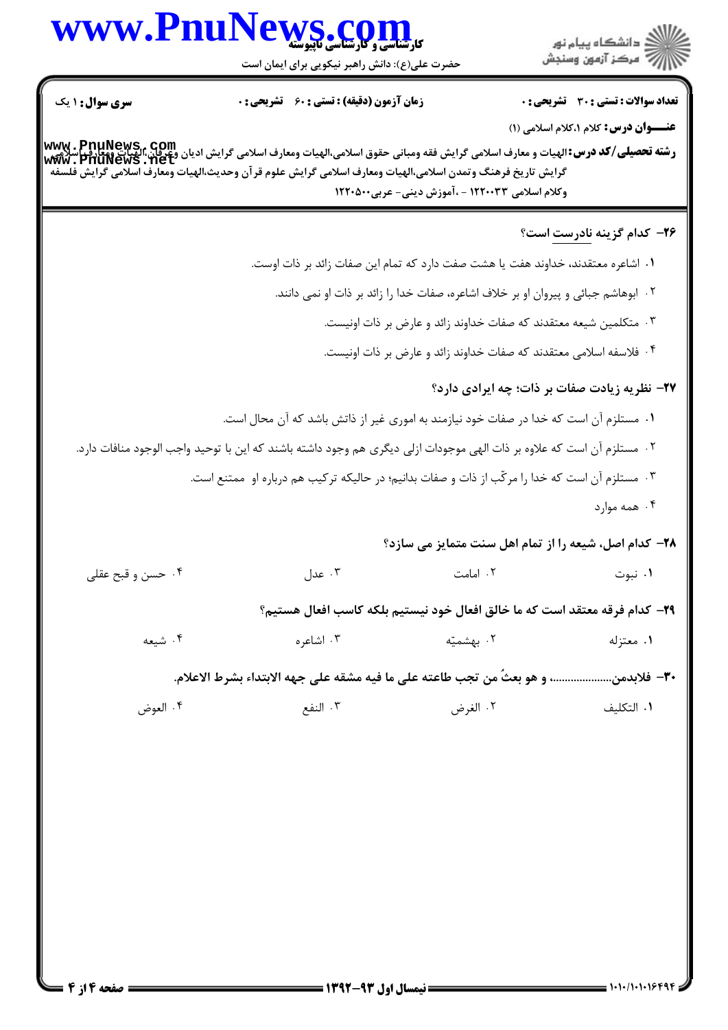**تعداد سوالات : تستی : ۳۰ تشریحی : ۰** | **زمان آزمون (دقیقه) : تستی : ۶۰ تشریحی : ۰** | **سری سوال : ۱ یک**

**عنـــوان درس:** کلام ۱،کلام اسلامی (۱)

**رشته تحصیلی/کد درس:** الهیات و معارف اسلامی گرایش فقه ومبانی حقوق اسلامی،الهیات ومعارف اسلامی گرایش ادیان وعرفان،الهیات ومعارف اسلامی گرایش تاریخ فرهنگ وتمدن اسلامی،الهیات ومعارف اسلامی گرایش علوم قرآن وحدیث،الهیات ومعارف اسلامی گرایش فلسفه وکلام اسلامی ۱۲۲۰۰۳۳ - ،آموزش دینی- عربی۱۲۲۰۵۰۰

۲۶- کدام گزینه نادرست است؟

۱. اشاعره معتقدند، خداوند هفت یا هشت صفت دارد که تمام این صفات زائد بر ذات اوست.

۲. ابوهاشم جبائی و پیروان او بر خلاف اشاعره، صفات خدا را زائد بر ذات او نمی دانند.

۳. متکلمین شیعه معتقدند که صفات خداوند زائد و عارض بر ذات اونیست.

۴. فلاسفه اسلامی معتقدند که صفات خداوند زائد و عارض بر ذات اونیست.

۲۷- نظریه زیادت صفات بر ذات؛ چه ایرادی دارد؟

۱. مستلزم آن است که خدا در صفات خود نیازمند به اموری غیر از ذاتش باشد که آن محال است.

۲. مستلزم آن است که علاوه بر ذات الهی موجودات ازلی دیگری هم وجود داشته باشند که این با توحید واجب الوجود منافات دارد.

۳. مستلزم آن است که خدا را مرکّب از ذات و صفات بدانیم؛ در حالیکه ترکیب هم درباره او ممتنع است.

۴. همه موارد

۲۸- کدام اصل، شیعه را از تمام اهل سنت متمایز می سازد؟

۱. نبوت ۲. امامت ۳. عدل ۴. حسن و قبح عقلی

۲۹- کدام فرقه معتقد است که ما خالق افعال خود نیستیم بلکه کاسب افعال هستیم؟

۱. معتزله ۲. بهشمیّه ۳. اشاعره ۴. شیعه

۳۰- فلابدمن.................... و هو بعثُ من تجب طاعته علی ما فیه مشقه علی جهه الابتداء بشرط الاعلام.

۱. التکلیف ۲. الغرض ۳. النفع ۴. العوض